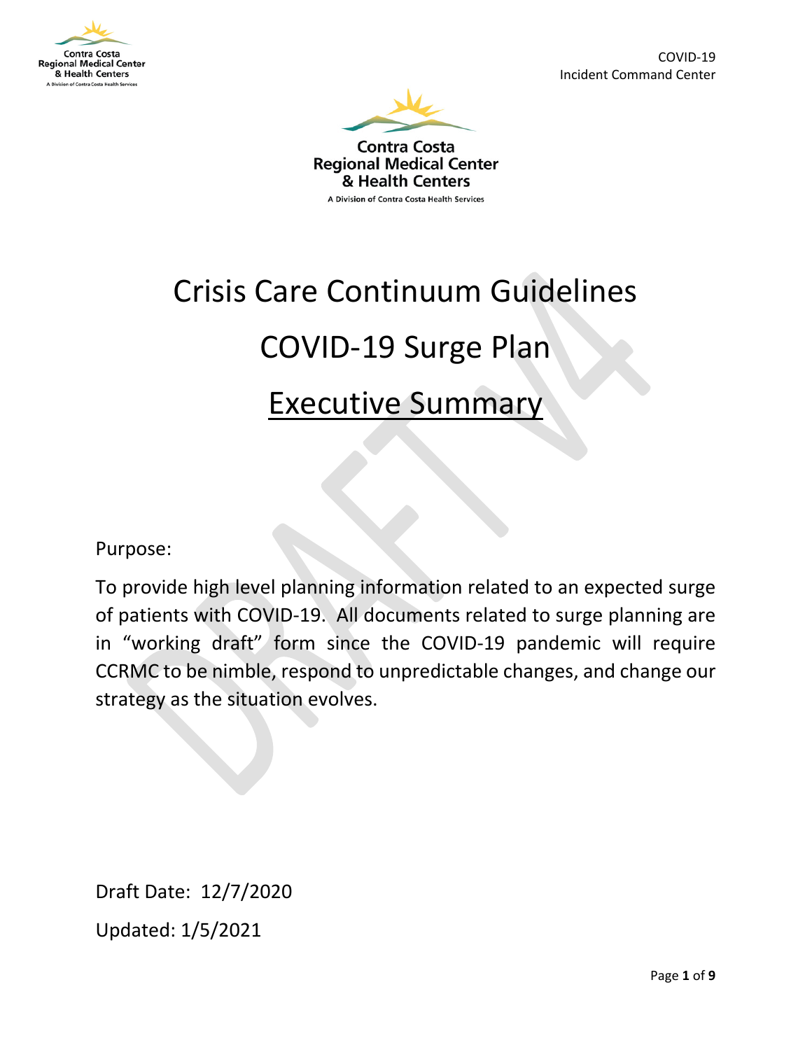Contra Costa Regional Medical Center & Health Centers

A Division of Contra Costa Health Services

# Crisis Care Continuum Guidelines

# COVID-19 Surge Plan

# Executive Summary

Purpose:

To provide high level planning information related to an expected surge of patients with COVID-19. All documents related to surge planning are in "working draft" form since the COVID-19 pandemic will require CCRMC to be nimble, respond to unpredictable changes, and change our strategy as the situation evolves.

Draft Date: 12/7/2020

Updated: 1/5/2021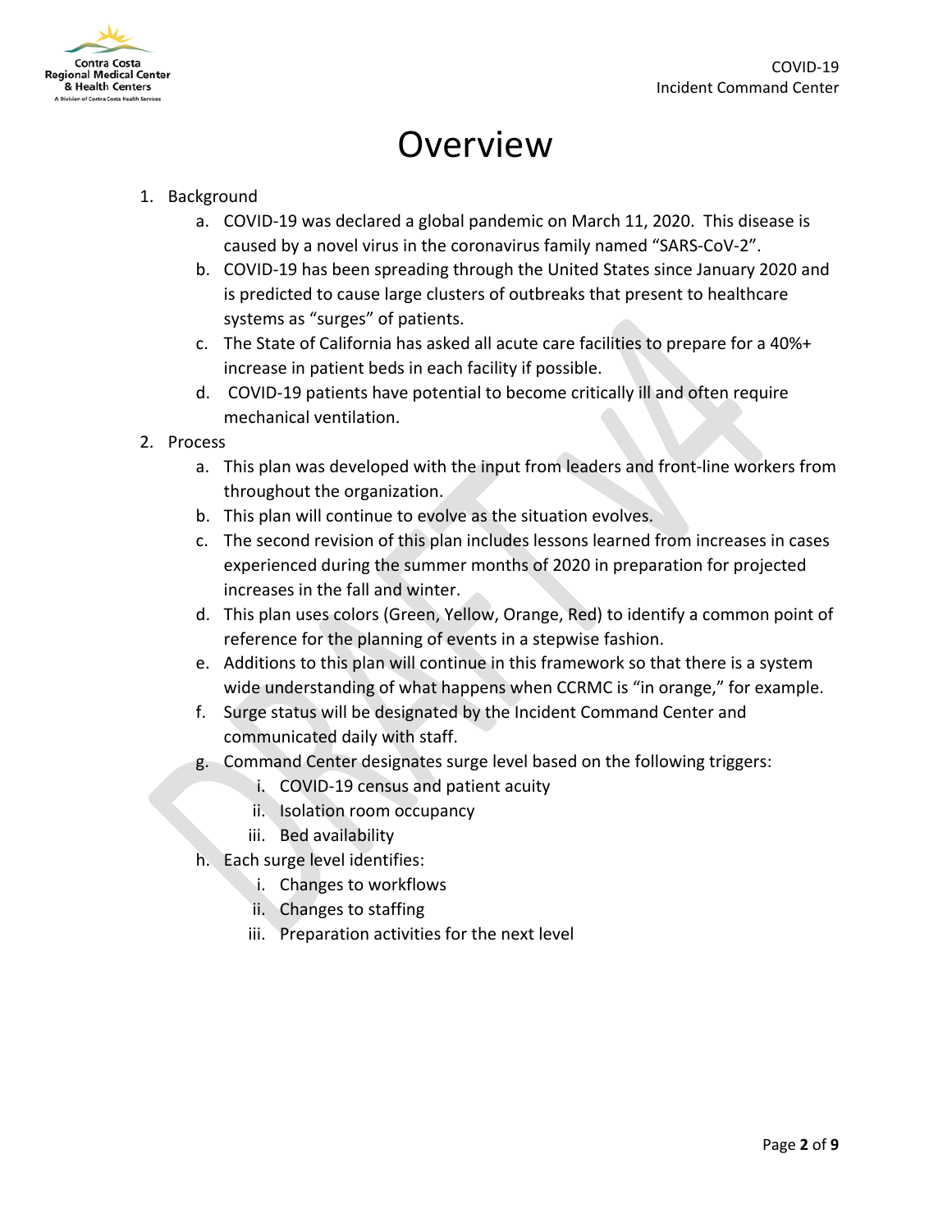# Overview

1. Background
   a. COVID-19 was declared a global pandemic on March 11, 2020. This disease is caused by a novel virus in the coronavirus family named "SARS-CoV-2".
   b. COVID-19 has been spreading through the United States since January 2020 and is predicted to cause large clusters of outbreaks that present to healthcare systems as "surges" of patients.
   c. The State of California has asked all acute care facilities to prepare for a 40%+ increase in patient beds in each facility if possible.
   d. COVID-19 patients have potential to become critically ill and often require mechanical ventilation.
2. Process
   a. This plan was developed with the input from leaders and front-line workers from throughout the organization.
   b. This plan will continue to evolve as the situation evolves.
   c. The second revision of this plan includes lessons learned from increases in cases experienced during the summer months of 2020 in preparation for projected increases in the fall and winter.
   d. This plan uses colors (Green, Yellow, Orange, Red) to identify a common point of reference for the planning of events in a stepwise fashion.
   e. Additions to this plan will continue in this framework so that there is a system wide understanding of what happens when CCRMC is "in orange," for example.
   f. Surge status will be designated by the Incident Command Center and communicated daily with staff.
   g. Command Center designates surge level based on the following triggers:
      i. COVID-19 census and patient acuity
      ii. Isolation room occupancy
      iii. Bed availability
   h. Each surge level identifies:
      i. Changes to workflows
      ii. Changes to staffing
      iii. Preparation activities for the next level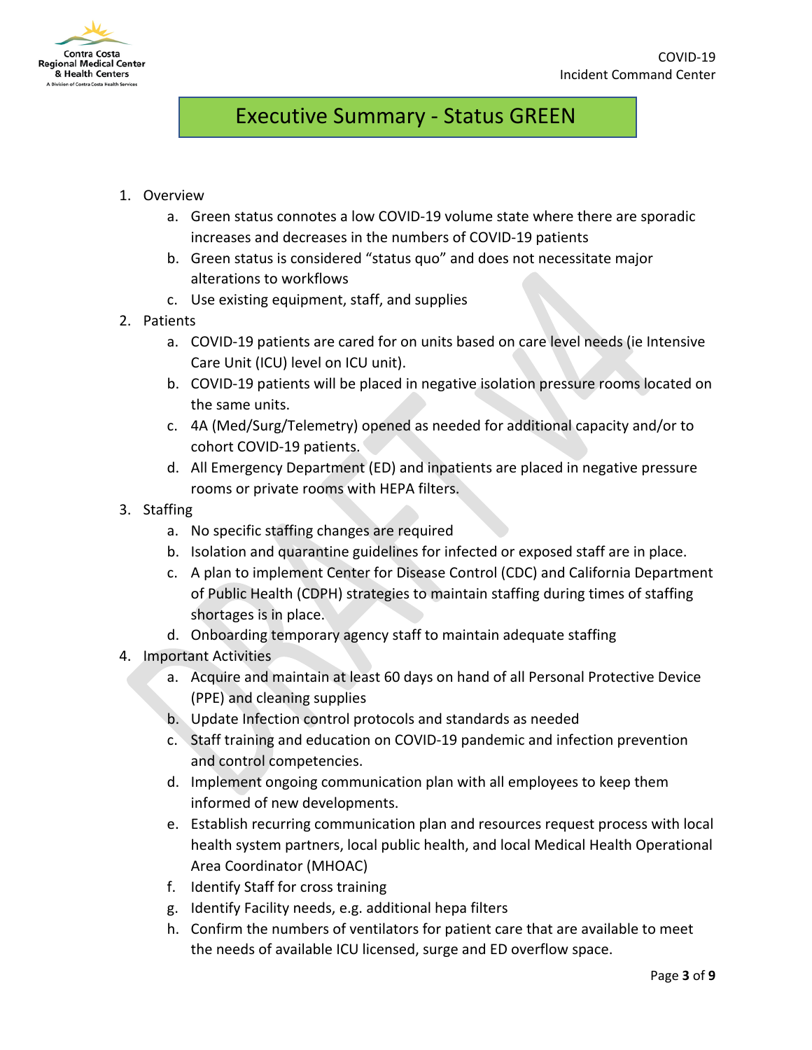# Executive Summary - Status GREEN

1. Overview
   a. Green status connotes a low COVID-19 volume state where there are sporadic increases and decreases in the numbers of COVID-19 patients
   b. Green status is considered "status quo" and does not necessitate major alterations to workflows
   c. Use existing equipment, staff, and supplies
2. Patients
   a. COVID-19 patients are cared for on units based on care level needs (ie Intensive Care Unit (ICU) level on ICU unit).
   b. COVID-19 patients will be placed in negative isolation pressure rooms located on the same units.
   c. 4A (Med/Surg/Telemetry) opened as needed for additional capacity and/or to cohort COVID-19 patients.
   d. All Emergency Department (ED) and inpatients are placed in negative pressure rooms or private rooms with HEPA filters.
3. Staffing
   a. No specific staffing changes are required
   b. Isolation and quarantine guidelines for infected or exposed staff are in place.
   c. A plan to implement Center for Disease Control (CDC) and California Department of Public Health (CDPH) strategies to maintain staffing during times of staffing shortages is in place.
   d. Onboarding temporary agency staff to maintain adequate staffing
4. Important Activities
   a. Acquire and maintain at least 60 days on hand of all Personal Protective Device (PPE) and cleaning supplies
   b. Update Infection control protocols and standards as needed
   c. Staff training and education on COVID-19 pandemic and infection prevention and control competencies.
   d. Implement ongoing communication plan with all employees to keep them informed of new developments.
   e. Establish recurring communication plan and resources request process with local health system partners, local public health, and local Medical Health Operational Area Coordinator (MHOAC)
   f. Identify Staff for cross training
   g. Identify Facility needs, e.g. additional hepa filters
   h. Confirm the numbers of ventilators for patient care that are available to meet the needs of available ICU licensed, surge and ED overflow space.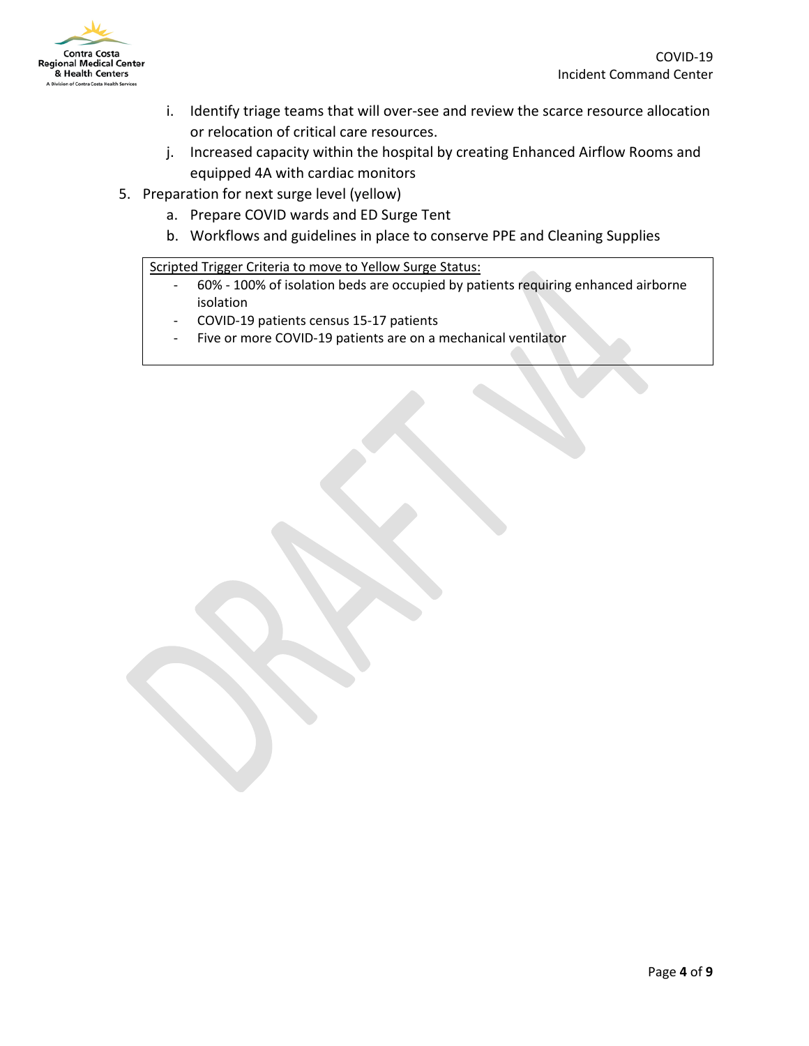i. Identify triage teams that will over-see and review the scarce resource allocation or relocation of critical care resources.
   j. Increased capacity within the hospital by creating Enhanced Airflow Rooms and equipped 4A with cardiac monitors
5. Preparation for next surge level (yellow)
   a. Prepare COVID wards and ED Surge Tent
   b. Workflows and guidelines in place to conserve PPE and Cleaning Supplies

<u>Scripted Trigger Criteria to move to Yellow Surge Status:</u>

- 60% - 100% of isolation beds are occupied by patients requiring enhanced airborne isolation
- COVID-19 patients census 15-17 patients
- Five or more COVID-19 patients are on a mechanical ventilator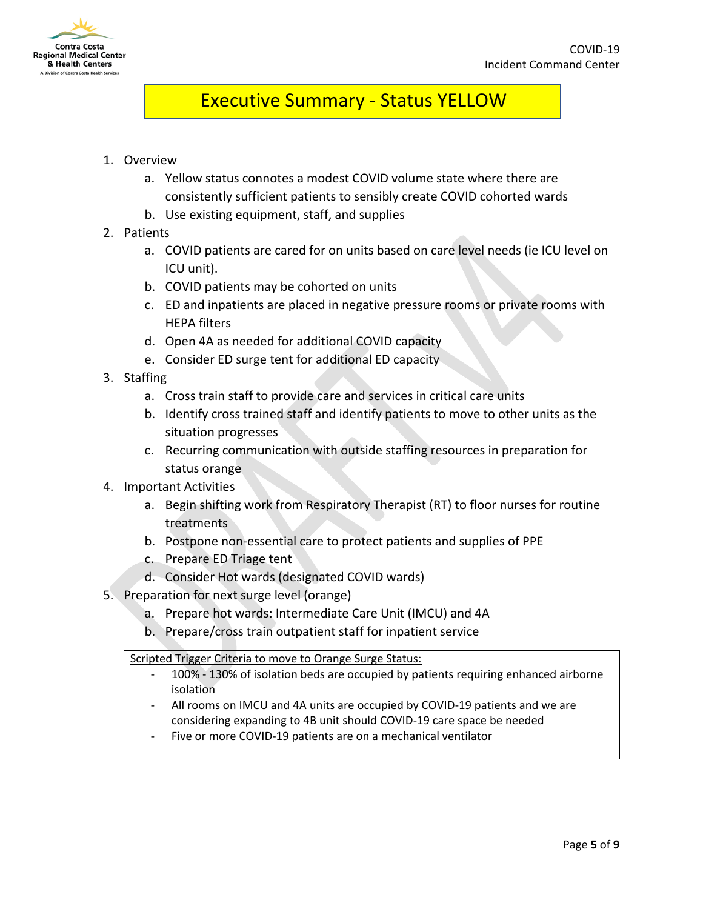# Executive Summary - Status YELLOW

1. Overview
   a. Yellow status connotes a modest COVID volume state where there are consistently sufficient patients to sensibly create COVID cohorted wards
   b. Use existing equipment, staff, and supplies
2. Patients
   a. COVID patients are cared for on units based on care level needs (ie ICU level on ICU unit).
   b. COVID patients may be cohorted on units
   c. ED and inpatients are placed in negative pressure rooms or private rooms with HEPA filters
   d. Open 4A as needed for additional COVID capacity
   e. Consider ED surge tent for additional ED capacity
3. Staffing
   a. Cross train staff to provide care and services in critical care units
   b. Identify cross trained staff and identify patients to move to other units as the situation progresses
   c. Recurring communication with outside staffing resources in preparation for status orange
4. Important Activities
   a. Begin shifting work from Respiratory Therapist (RT) to floor nurses for routine treatments
   b. Postpone non-essential care to protect patients and supplies of PPE
   c. Prepare ED Triage tent
   d. Consider Hot wards (designated COVID wards)
5. Preparation for next surge level (orange)
   a. Prepare hot wards: Intermediate Care Unit (IMCU) and 4A
   b. Prepare/cross train outpatient staff for inpatient service

<u>Scripted Trigger Criteria to move to Orange Surge Status:</u>

- 100% - 130% of isolation beds are occupied by patients requiring enhanced airborne isolation
- All rooms on IMCU and 4A units are occupied by COVID-19 patients and we are considering expanding to 4B unit should COVID-19 care space be needed
- Five or more COVID-19 patients are on a mechanical ventilator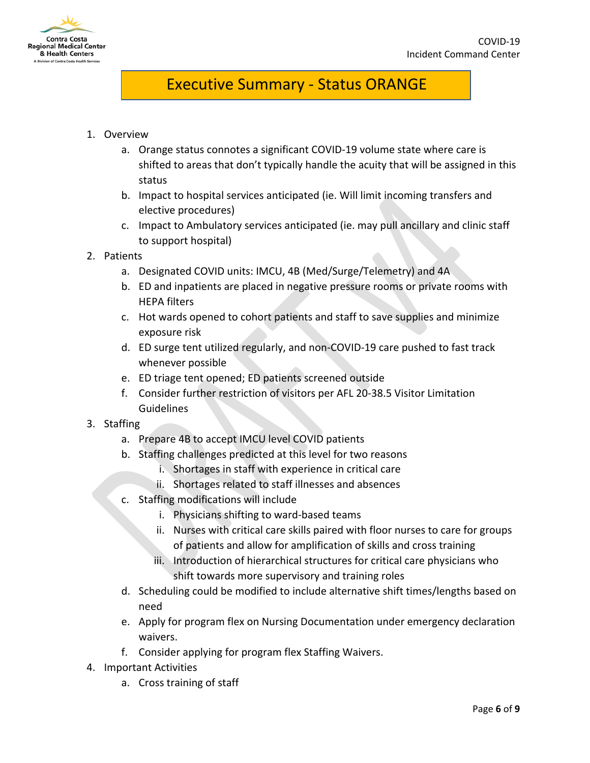# Executive Summary - Status ORANGE

1. Overview
    a. Orange status connotes a significant COVID-19 volume state where care is shifted to areas that don't typically handle the acuity that will be assigned in this status
    b. Impact to hospital services anticipated (ie. Will limit incoming transfers and elective procedures)
    c. Impact to Ambulatory services anticipated (ie. may pull ancillary and clinic staff to support hospital)
2. Patients
    a. Designated COVID units: IMCU, 4B (Med/Surge/Telemetry) and 4A
    b. ED and inpatients are placed in negative pressure rooms or private rooms with HEPA filters
    c. Hot wards opened to cohort patients and staff to save supplies and minimize exposure risk
    d. ED surge tent utilized regularly, and non-COVID-19 care pushed to fast track whenever possible
    e. ED triage tent opened; ED patients screened outside
    f. Consider further restriction of visitors per AFL 20-38.5 Visitor Limitation Guidelines
3. Staffing
    a. Prepare 4B to accept IMCU level COVID patients
    b. Staffing challenges predicted at this level for two reasons
        i. Shortages in staff with experience in critical care
        ii. Shortages related to staff illnesses and absences
    c. Staffing modifications will include
        i. Physicians shifting to ward-based teams
        ii. Nurses with critical care skills paired with floor nurses to care for groups of patients and allow for amplification of skills and cross training
        iii. Introduction of hierarchical structures for critical care physicians who shift towards more supervisory and training roles
    d. Scheduling could be modified to include alternative shift times/lengths based on need
    e. Apply for program flex on Nursing Documentation under emergency declaration waivers.
    f. Consider applying for program flex Staffing Waivers.
4. Important Activities
    a. Cross training of staff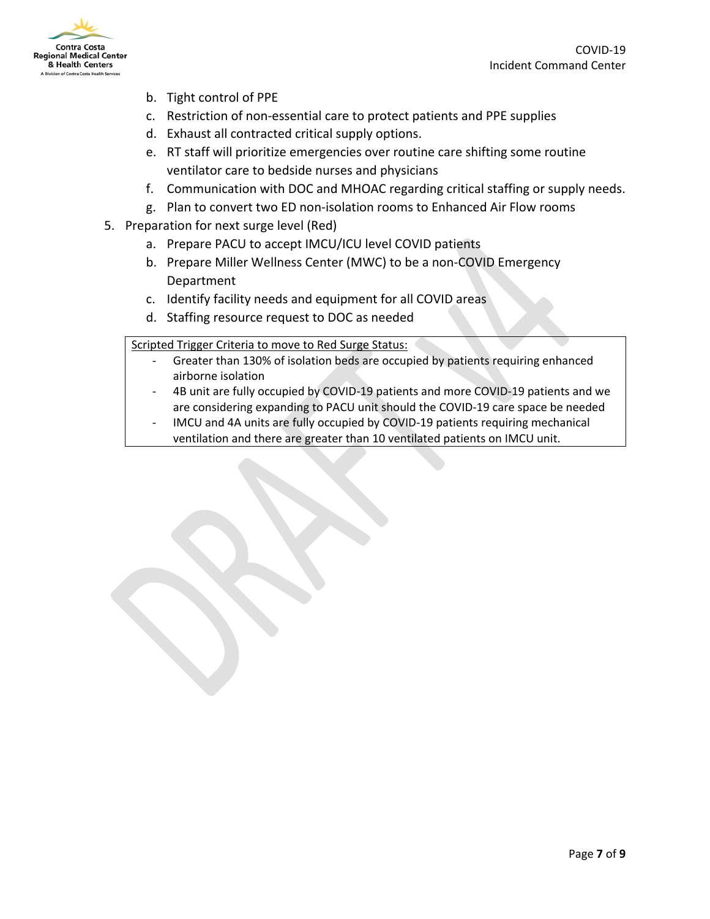b. Tight control of PPE
   c. Restriction of non-essential care to protect patients and PPE supplies
   d. Exhaust all contracted critical supply options.
   e. RT staff will prioritize emergencies over routine care shifting some routine ventilator care to bedside nurses and physicians
   f. Communication with DOC and MHOAC regarding critical staffing or supply needs.
   g. Plan to convert two ED non-isolation rooms to Enhanced Air Flow rooms

5. Preparation for next surge level (Red)
   a. Prepare PACU to accept IMCU/ICU level COVID patients
   b. Prepare Miller Wellness Center (MWC) to be a non-COVID Emergency Department
   c. Identify facility needs and equipment for all COVID areas
   d. Staffing resource request to DOC as needed

<u>Scripted Trigger Criteria to move to Red Surge Status:</u>

- Greater than 130% of isolation beds are occupied by patients requiring enhanced airborne isolation
- 4B unit are fully occupied by COVID-19 patients and more COVID-19 patients and we are considering expanding to PACU unit should the COVID-19 care space be needed
- IMCU and 4A units are fully occupied by COVID-19 patients requiring mechanical ventilation and there are greater than 10 ventilated patients on IMCU unit.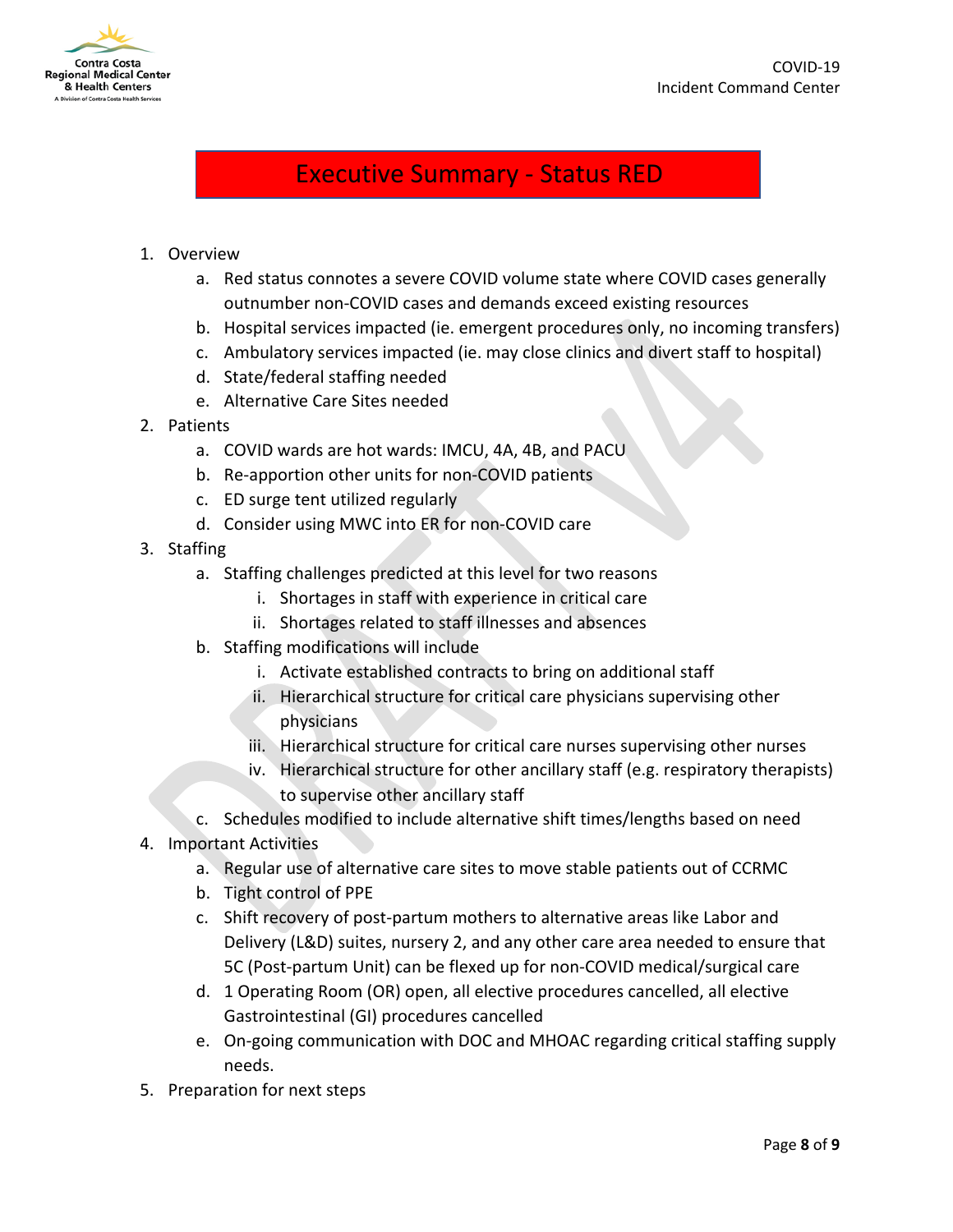# Executive Summary - Status RED

1. Overview
   a. Red status connotes a severe COVID volume state where COVID cases generally outnumber non-COVID cases and demands exceed existing resources
   b. Hospital services impacted (ie. emergent procedures only, no incoming transfers)
   c. Ambulatory services impacted (ie. may close clinics and divert staff to hospital)
   d. State/federal staffing needed
   e. Alternative Care Sites needed
2. Patients
   a. COVID wards are hot wards: IMCU, 4A, 4B, and PACU
   b. Re-apportion other units for non-COVID patients
   c. ED surge tent utilized regularly
   d. Consider using MWC into ER for non-COVID care
3. Staffing
   a. Staffing challenges predicted at this level for two reasons
      i. Shortages in staff with experience in critical care
      ii. Shortages related to staff illnesses and absences
   b. Staffing modifications will include
      i. Activate established contracts to bring on additional staff
      ii. Hierarchical structure for critical care physicians supervising other physicians
      iii. Hierarchical structure for critical care nurses supervising other nurses
      iv. Hierarchical structure for other ancillary staff (e.g. respiratory therapists) to supervise other ancillary staff
   c. Schedules modified to include alternative shift times/lengths based on need
4. Important Activities
   a. Regular use of alternative care sites to move stable patients out of CCRMC
   b. Tight control of PPE
   c. Shift recovery of post-partum mothers to alternative areas like Labor and Delivery (L&D) suites, nursery 2, and any other care area needed to ensure that 5C (Post-partum Unit) can be flexed up for non-COVID medical/surgical care
   d. 1 Operating Room (OR) open, all elective procedures cancelled, all elective Gastrointestinal (GI) procedures cancelled
   e. On-going communication with DOC and MHOAC regarding critical staffing supply needs.
5. Preparation for next steps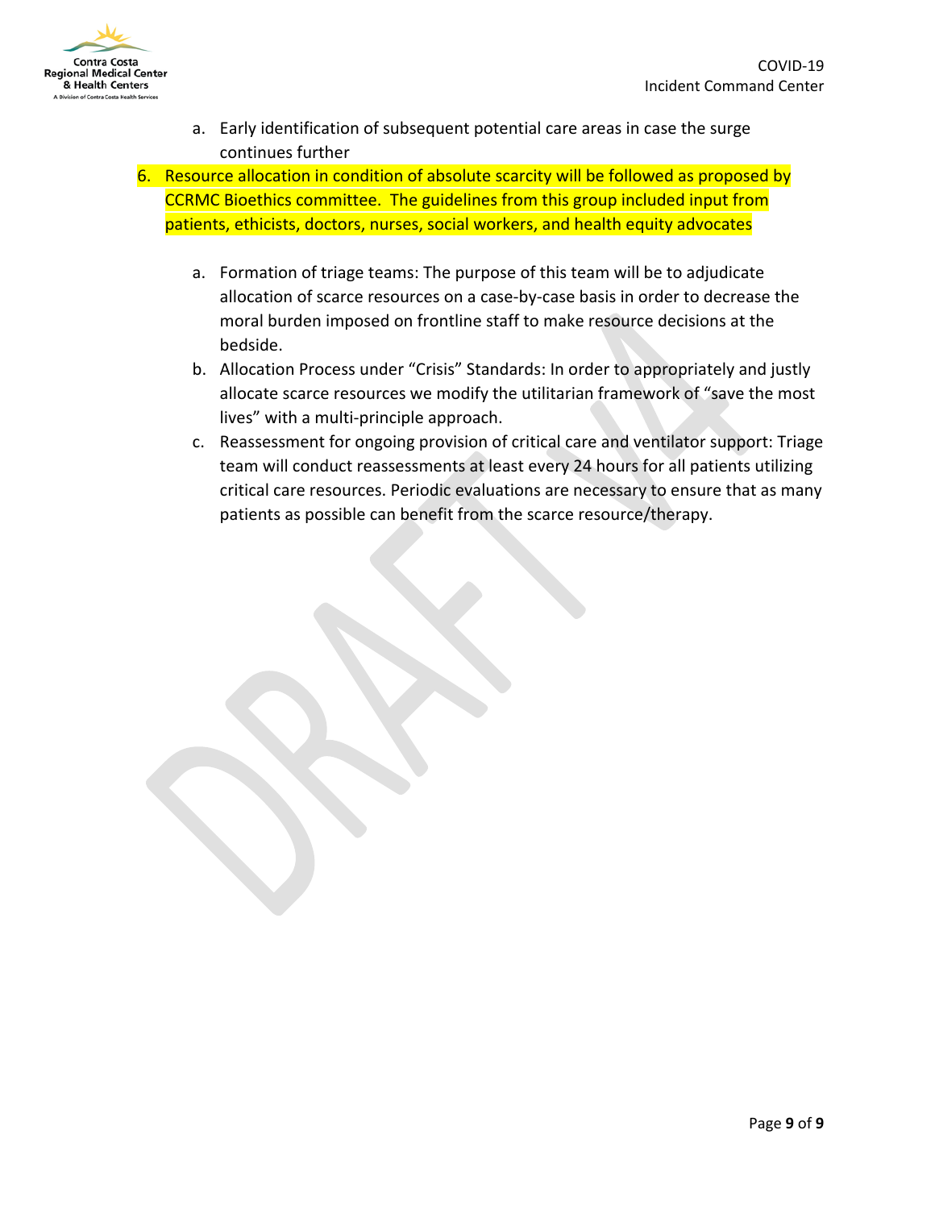a. Early identification of subsequent potential care areas in case the surge continues further

6. Resource allocation in condition of absolute scarcity will be followed as proposed by CCRMC Bioethics committee. The guidelines from this group included input from patients, ethicists, doctors, nurses, social workers, and health equity advocates

   a. Formation of triage teams: The purpose of this team will be to adjudicate allocation of scarce resources on a case-by-case basis in order to decrease the moral burden imposed on frontline staff to make resource decisions at the bedside.
   b. Allocation Process under "Crisis" Standards: In order to appropriately and justly allocate scarce resources we modify the utilitarian framework of "save the most lives" with a multi-principle approach.
   c. Reassessment for ongoing provision of critical care and ventilator support: Triage team will conduct reassessments at least every 24 hours for all patients utilizing critical care resources. Periodic evaluations are necessary to ensure that as many patients as possible can benefit from the scarce resource/therapy.